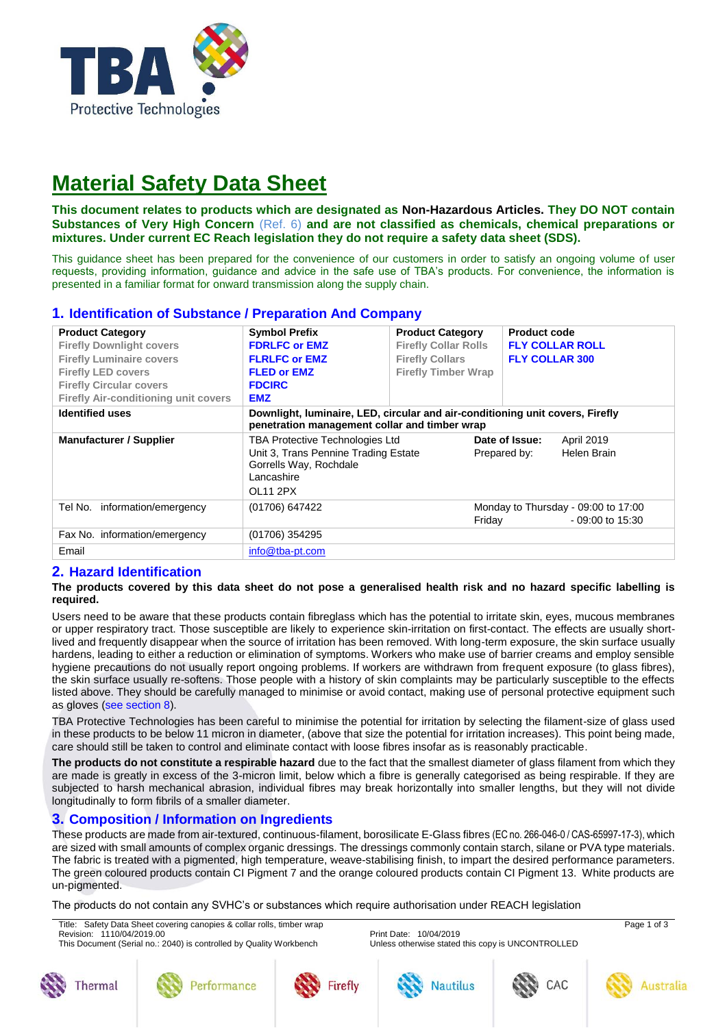TBA Protective Technologies

# Material Safety Data Sheet

**This document relates to products which are designated as Non-Hazardous Articles. They DO NOT contain Substances of Very High Concern (Ref. 6) and are not classified as chemicals, chemical preparations or mixtures. Under current EC Reach legislation they do not require a safety data sheet (SDS).**

This guidance sheet has been prepared for the convenience of our customers in order to satisfy an ongoing volume of user requests, providing information, guidance and advice in the safe use of TBA's products. For convenience, the information is presented in a familiar format for onward transmission along the supply chain.

## 1. Identification of Substance / Preparation And Company

| **Product Category** | **Symbol Prefix** | **Product Category** | **Product code** |
|---|---|---|---|
| Firefly Downlight covers | FDRLFC or EMZ | Firefly Collar Rolls | FLY COLLAR ROLL |
| Firefly Luminaire covers | FLRLFC or EMZ | Firefly Collars | FLY COLLAR 300 |
| Firefly LED covers | FLED or EMZ | Firefly Timber Wrap | |
| Firefly Circular covers | FDCIRC | | |
| Firefly Air-conditioning unit covers | EMZ | | |

| | | |
|---|---|---|
| **Identified uses** | **Downlight, luminaire, LED, circular and air-conditioning unit covers, Firefly penetration management collar and timber wrap** | |
| **Manufacturer / Supplier** | TBA Protective Technologies Ltd<br>Unit 3, Trans Pennine Trading Estate<br>Gorrells Way, Rochdale<br>Lancashire<br>OL11 2PX | **Date of Issue:** April 2019<br>Prepared by: Helen Brain |
| Tel No. information/emergency | (01706) 647422 | Monday to Thursday - 09:00 to 17:00<br>Friday - 09:00 to 15:30 |
| Fax No. information/emergency | (01706) 354295 | |
| Email | info@tba-pt.com | |

## 2. Hazard Identification

**The products covered by this data sheet do not pose a generalised health risk and no hazard specific labelling is required.**

Users need to be aware that these products contain fibreglass which has the potential to irritate skin, eyes, mucous membranes or upper respiratory tract. Those susceptible are likely to experience skin-irritation on first-contact. The effects are usually short-lived and frequently disappear when the source of irritation has been removed. With long-term exposure, the skin surface usually hardens, leading to either a reduction or elimination of symptoms. Workers who make use of barrier creams and employ sensible hygiene precautions do not usually report ongoing problems. If workers are withdrawn from frequent exposure (to glass fibres), the skin surface usually re-softens. Those people with a history of skin complaints may be particularly susceptible to the effects listed above. They should be carefully managed to minimise or avoid contact, making use of personal protective equipment such as gloves (see section 8).

TBA Protective Technologies has been careful to minimise the potential for irritation by selecting the filament-size of glass used in these products to be below 11 micron in diameter, (above that size the potential for irritation increases). This point being made, care should still be taken to control and eliminate contact with loose fibres insofar as is reasonably practicable.

**The products do not constitute a respirable hazard** due to the fact that the smallest diameter of glass filament from which they are made is greatly in excess of the 3-micron limit, below which a fibre is generally categorised as being respirable. If they are subjected to harsh mechanical abrasion, individual fibres may break horizontally into smaller lengths, but they will not divide longitudinally to form fibrils of a smaller diameter.

## 3. Composition / Information on Ingredients

These products are made from air-textured, continuous-filament, borosilicate E-Glass fibres (EC no. 266-046-0 / CAS-65997-17-3), which are sized with small amounts of complex organic dressings. The dressings commonly contain starch, silane or PVA type materials. The fabric is treated with a pigmented, high temperature, weave-stabilising finish, to impart the desired performance parameters. The green coloured products contain CI Pigment 7 and the orange coloured products contain CI Pigment 13. White products are un-pigmented.

The products do not contain any SVHC's or substances which require authorisation under REACH legislation

Title: Safety Data Sheet covering canopies & collar rolls, timber wrap
Revision: 1110/04/2019.00
This Document (Serial no.: 2040) is controlled by Quality Workbench
Print Date: 10/04/2019
Unless otherwise stated this copy is UNCONTROLLED

Thermal | Performance | Firefly | Nautilus | CAC | Australia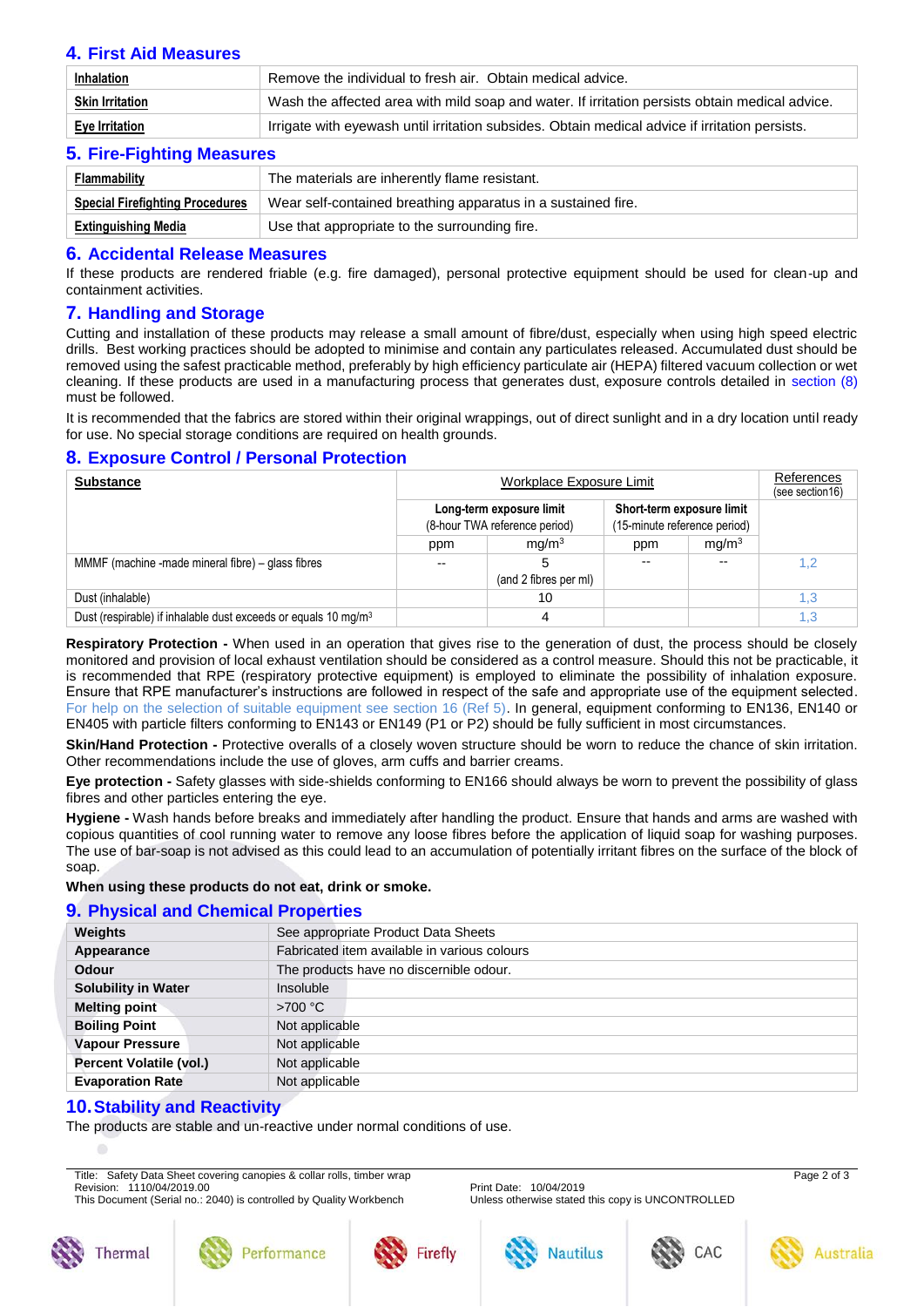## 4. First Aid Measures

| | |
|---|---|
| **Inhalation** | Remove the individual to fresh air. Obtain medical advice. |
| **Skin Irritation** | Wash the affected area with mild soap and water. If irritation persists obtain medical advice. |
| **Eye Irritation** | Irrigate with eyewash until irritation subsides. Obtain medical advice if irritation persists. |

## 5. Fire-Fighting Measures

| | |
|---|---|
| **Flammability** | The materials are inherently flame resistant. |
| **Special Firefighting Procedures** | Wear self-contained breathing apparatus in a sustained fire. |
| **Extinguishing Media** | Use that appropriate to the surrounding fire. |

## 6. Accidental Release Measures

If these products are rendered friable (e.g. fire damaged), personal protective equipment should be used for clean-up and containment activities.

## 7. Handling and Storage

Cutting and installation of these products may release a small amount of fibre/dust, especially when using high speed electric drills. Best working practices should be adopted to minimise and contain any particulates released. Accumulated dust should be removed using the safest practicable method, preferably by high efficiency particulate air (HEPA) filtered vacuum collection or wet cleaning. If these products are used in a manufacturing process that generates dust, exposure controls detailed in section (8) must be followed.

It is recommended that the fabrics are stored within their original wrappings, out of direct sunlight and in a dry location until ready for use. No special storage conditions are required on health grounds.

## 8. Exposure Control / Personal Protection

| Substance | Workplace Exposure Limit | | | | References (see section16) |
|---|---|---|---|---|---|
| | Long-term exposure limit (8-hour TWA reference period) | | Short-term exposure limit (15-minute reference period) | | |
| | ppm | $mg/m^3$ | ppm | $mg/m^3$ | |
| MMMF (machine -made mineral fibre) – glass fibres | -- | 5 (and 2 fibres per ml) | -- | -- | 1,2 |
| Dust (inhalable) | | 10 | | | 1,3 |
| Dust (respirable) if inhalable dust exceeds or equals 10 $mg/m^3$ | | 4 | | | 1,3 |

**Respiratory Protection -** When used in an operation that gives rise to the generation of dust, the process should be closely monitored and provision of local exhaust ventilation should be considered as a control measure. Should this not be practicable, it is recommended that RPE (respiratory protective equipment) is employed to eliminate the possibility of inhalation exposure. Ensure that RPE manufacturer's instructions are followed in respect of the safe and appropriate use of the equipment selected. For help on the selection of suitable equipment see section 16 (Ref 5). In general, equipment conforming to EN136, EN140 or EN405 with particle filters conforming to EN143 or EN149 (P1 or P2) should be fully sufficient in most circumstances.

**Skin/Hand Protection -** Protective overalls of a closely woven structure should be worn to reduce the chance of skin irritation. Other recommendations include the use of gloves, arm cuffs and barrier creams.

**Eye protection -** Safety glasses with side-shields conforming to EN166 should always be worn to prevent the possibility of glass fibres and other particles entering the eye.

**Hygiene -** Wash hands before breaks and immediately after handling the product. Ensure that hands and arms are washed with copious quantities of cool running water to remove any loose fibres before the application of liquid soap for washing purposes. The use of bar-soap is not advised as this could lead to an accumulation of potentially irritant fibres on the surface of the block of soap.

**When using these products do not eat, drink or smoke.**

## 9. Physical and Chemical Properties

| | |
|---|---|
| **Weights** | See appropriate Product Data Sheets |
| **Appearance** | Fabricated item available in various colours |
| **Odour** | The products have no discernible odour. |
| **Solubility in Water** | Insoluble |
| **Melting point** | >700 °C |
| **Boiling Point** | Not applicable |
| **Vapour Pressure** | Not applicable |
| **Percent Volatile (vol.)** | Not applicable |
| **Evaporation Rate** | Not applicable |

## 10. Stability and Reactivity

The products are stable and un-reactive under normal conditions of use.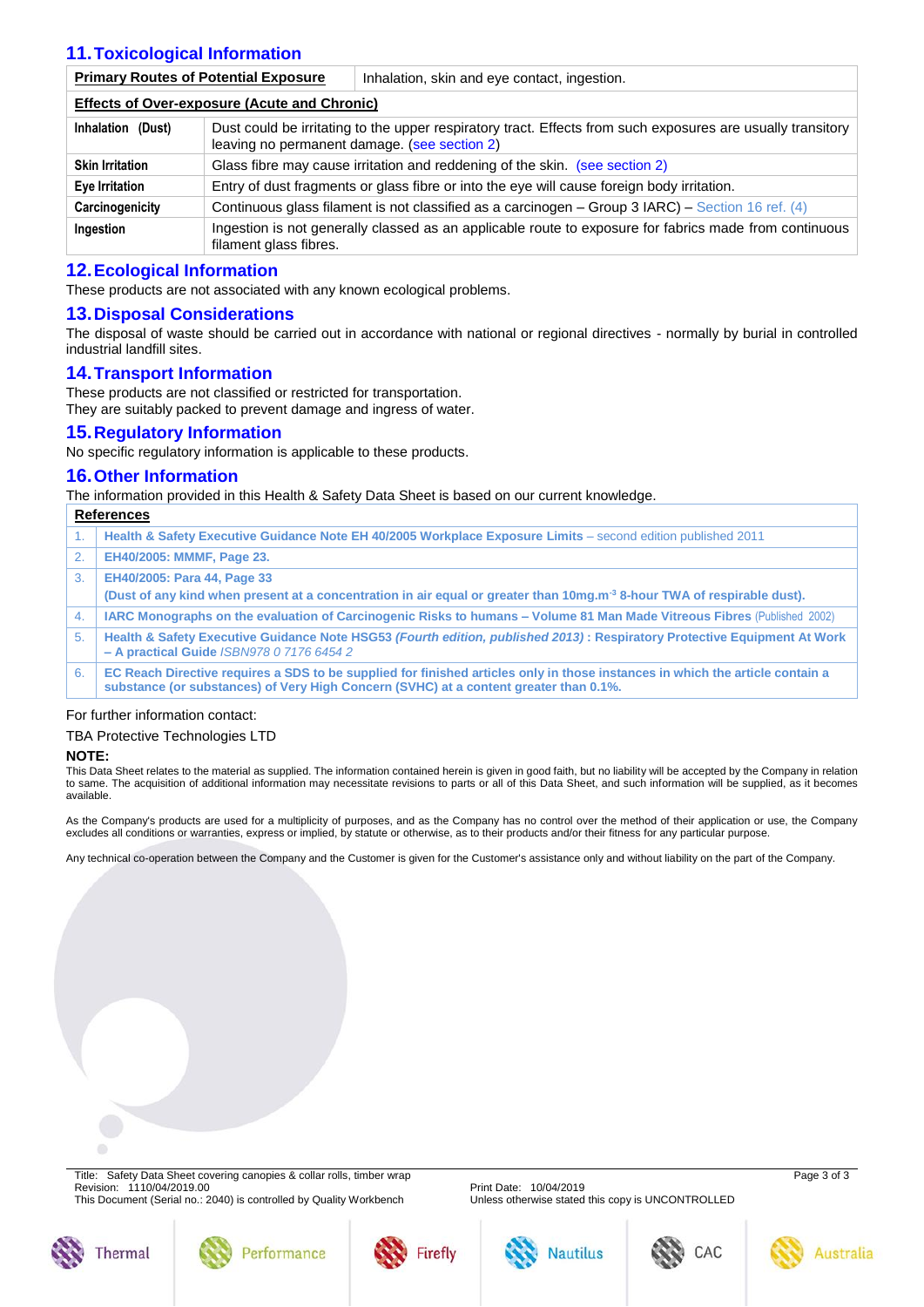## 11. Toxicological Information

| | |
|---|---|
| **Primary Routes of Potential Exposure** | Inhalation, skin and eye contact, ingestion. |
| **Effects of Over-exposure (Acute and Chronic)** | |
| **Inhalation (Dust)** | Dust could be irritating to the upper respiratory tract. Effects from such exposures are usually transitory leaving no permanent damage. (see section 2) |
| **Skin Irritation** | Glass fibre may cause irritation and reddening of the skin. (see section 2) |
| **Eye Irritation** | Entry of dust fragments or glass fibre or into the eye will cause foreign body irritation. |
| **Carcinogenicity** | Continuous glass filament is not classified as a carcinogen – Group 3 IARC) – Section 16 ref. (4) |
| **Ingestion** | Ingestion is not generally classed as an applicable route to exposure for fabrics made from continuous filament glass fibres. |

## 12. Ecological Information

These products are not associated with any known ecological problems.

## 13. Disposal Considerations

The disposal of waste should be carried out in accordance with national or regional directives - normally by burial in controlled industrial landfill sites.

## 14. Transport Information

These products are not classified or restricted for transportation.
They are suitably packed to prevent damage and ingress of water.

## 15. Regulatory Information

No specific regulatory information is applicable to these products.

## 16. Other Information

The information provided in this Health & Safety Data Sheet is based on our current knowledge.

| | **References** |
|---|---|
| 1. | **Health & Safety Executive Guidance Note EH 40/2005 Workplace Exposure Limits** – second edition published 2011 |
| 2. | **EH40/2005: MMMF, Page 23.** |
| 3. | **EH40/2005: Para 44, Page 33** **(Dust of any kind when present at a concentration in air equal or greater than 10mg.m$^{-3}$ 8-hour TWA of respirable dust).** |
| 4. | **IARC Monographs on the evaluation of Carcinogenic Risks to humans – Volume 81 Man Made Vitreous Fibres** (Published 2002) |
| 5. | **Health & Safety Executive Guidance Note HSG53 *(Fourth edition, published 2013)* : Respiratory Protective Equipment At Work – A practical Guide** *ISBN978 0 7176 6454 2* |
| 6. | **EC Reach Directive requires a SDS to be supplied for finished articles only in those instances in which the article contain a substance (or substances) of Very High Concern (SVHC) at a content greater than 0.1%.** |

For further information contact:

TBA Protective Technologies LTD

**NOTE:**

This Data Sheet relates to the material as supplied. The information contained herein is given in good faith, but no liability will be accepted by the Company in relation to same. The acquisition of additional information may necessitate revisions to parts or all of this Data Sheet, and such information will be supplied, as it becomes available.

As the Company's products are used for a multiplicity of purposes, and as the Company has no control over the method of their application or use, the Company excludes all conditions or warranties, express or implied, by statute or otherwise, as to their products and/or their fitness for any particular purpose.

Any technical co-operation between the Company and the Customer is given for the Customer's assistance only and without liability on the part of the Company.